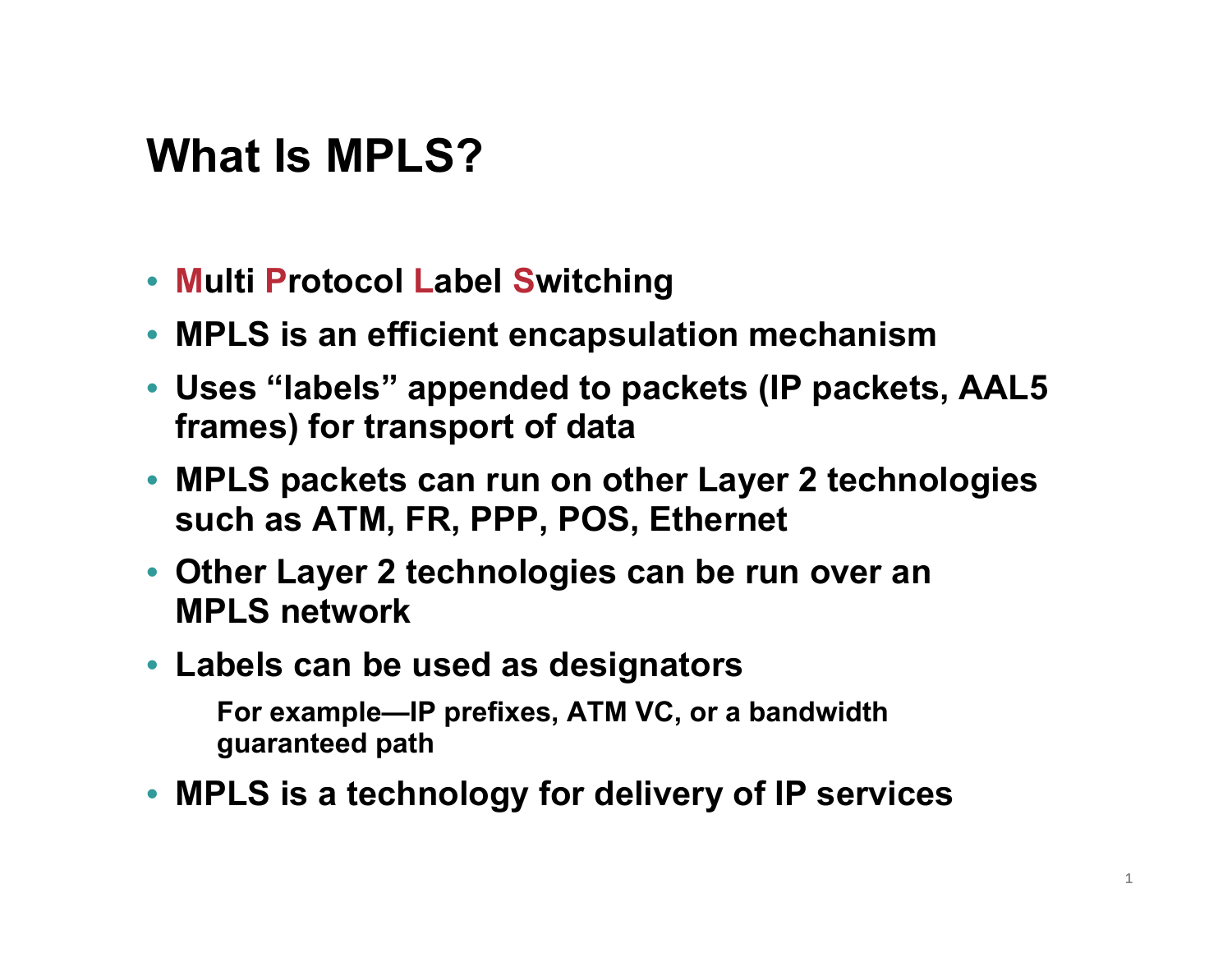# What Is MPLS?

- **Multi Protocol Label Switching**
- **MPLS is an efficient encapsulation mechanism**
- **Uses “labels” appended to packets (IP packets, AAL5 frames) for transport of data**
- **MPLS packets can run on other Layer 2 technologies such as ATM, FR, PPP, POS, Ethernet**
- **Other Layer 2 technologies can be run over an MPLS network**
- **Labels can be used as designators**

  **For example—IP prefixes, ATM VC, or a bandwidth guaranteed path**

- **MPLS is a technology for delivery of IP services**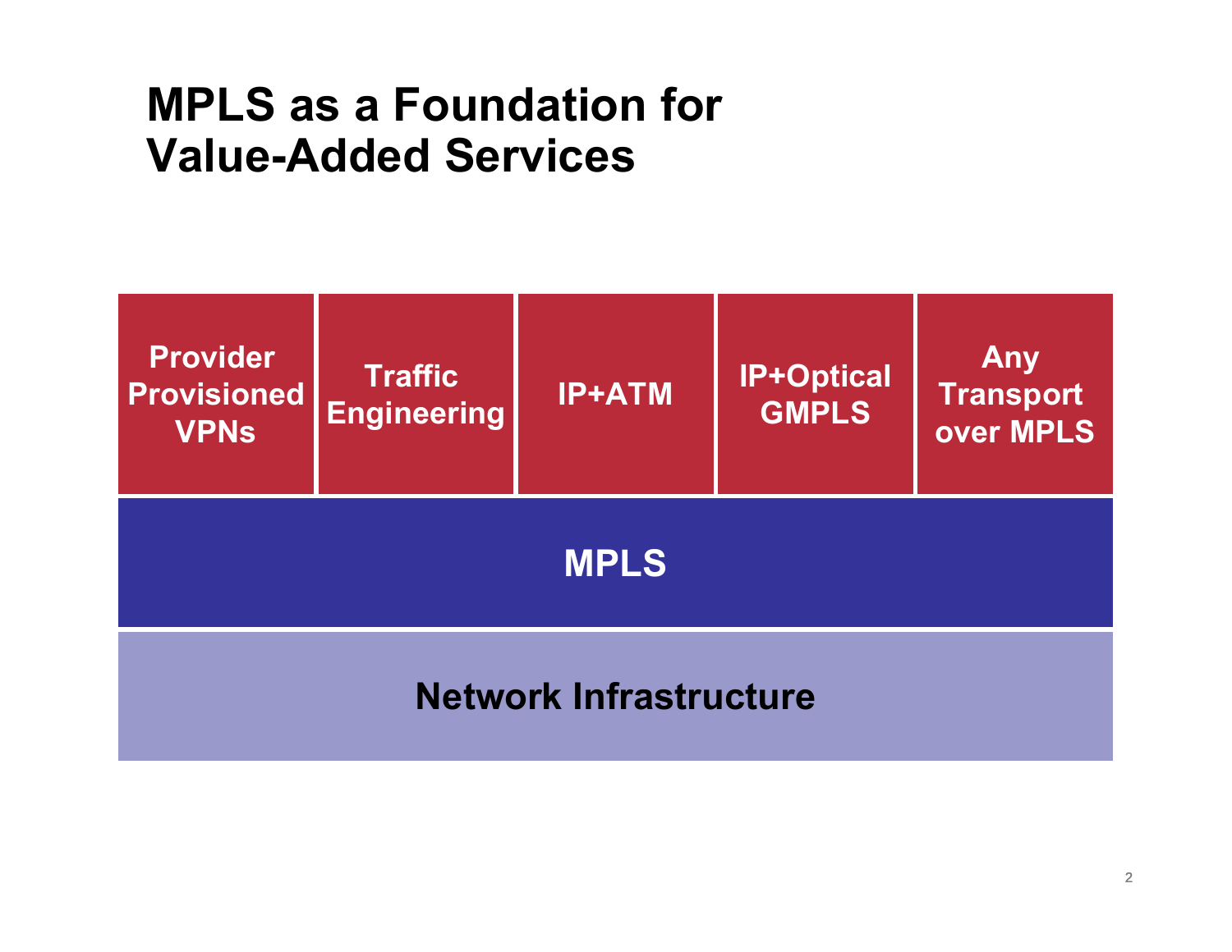# MPLS as a Foundation for Value-Added Services

| Provider Provisioned VPNs | Traffic Engineering | IP+ATM | IP+Optical GMPLS | Any Transport over MPLS |
|---|---|---|---|---|

**MPLS**

**Network Infrastructure**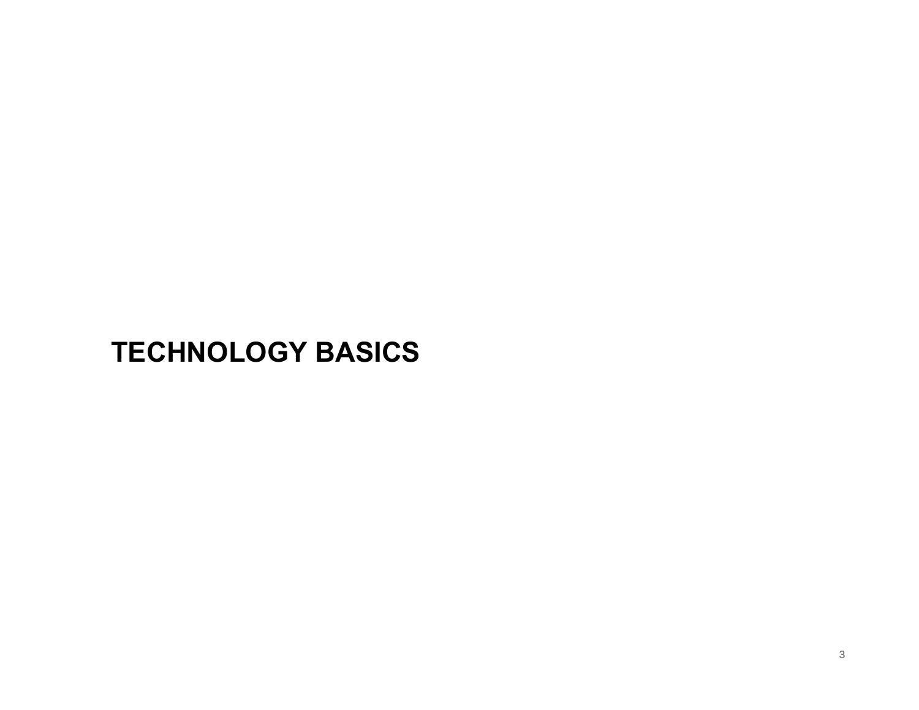# TECHNOLOGY BASICS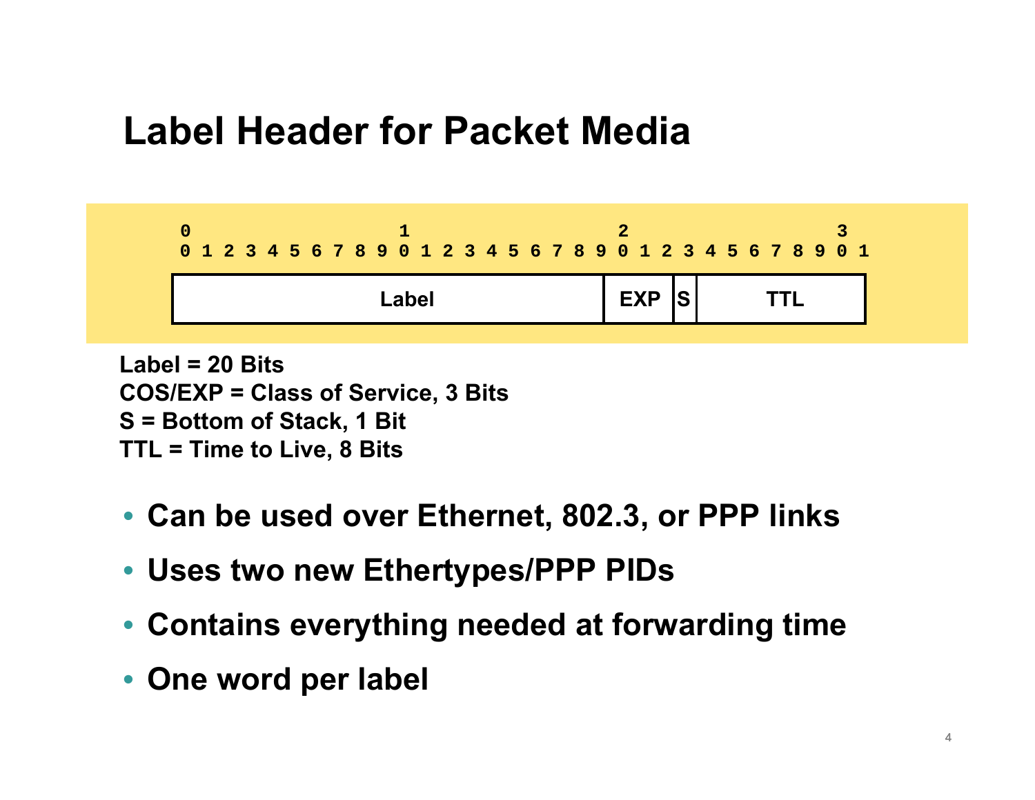# Label Header for Packet Media

```
0                   1                   2                   3
0 1 2 3 4 5 6 7 8 9 0 1 2 3 4 5 6 7 8 9 0 1 2 3 4 5 6 7 8 9 0 1
+---------------------------------------+-----+-+---------------+
|                 Label                 | EXP |S|      TTL      |
+---------------------------------------+-----+-+---------------+
```

**Label = 20 Bits**
**COS/EXP = Class of Service, 3 Bits**
**S = Bottom of Stack, 1 Bit**
**TTL = Time to Live, 8 Bits**

- **Can be used over Ethernet, 802.3, or PPP links**
- **Uses two new Ethertypes/PPP PIDs**
- **Contains everything needed at forwarding time**
- **One word per label**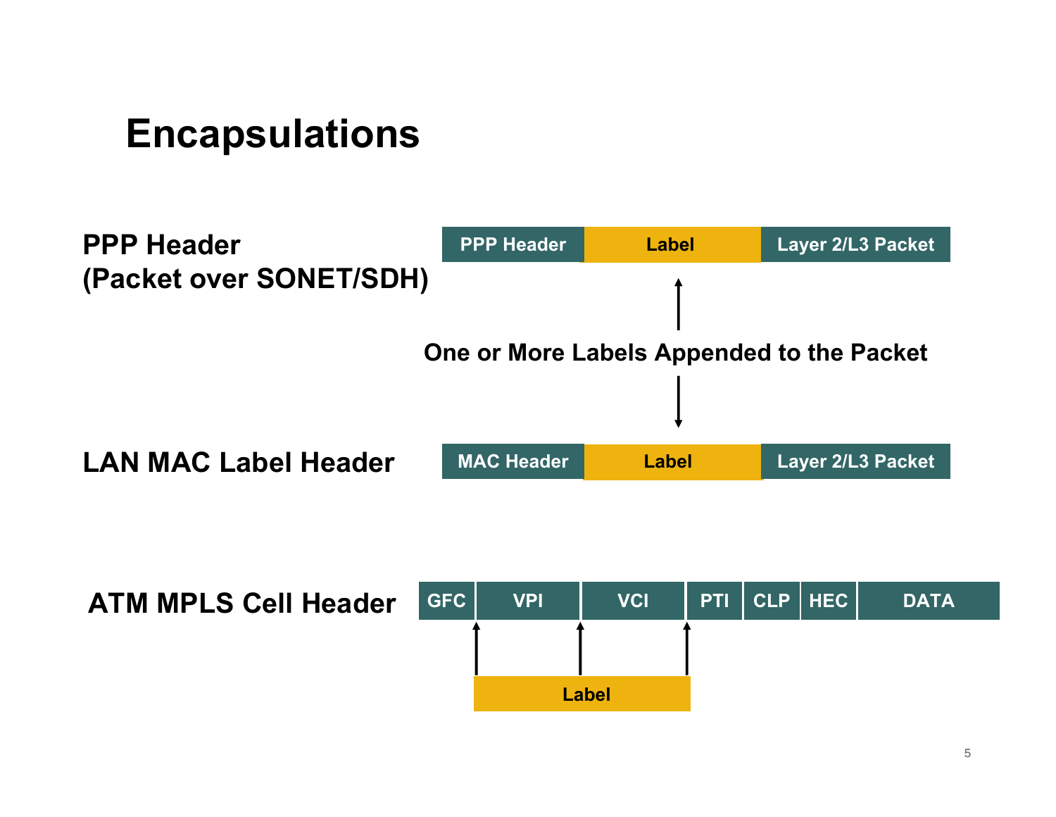# Encapsulations

**PPP Header (Packet over SONET/SDH)**

| PPP Header | Label | Layer 2/L3 Packet |
|---|---|---|

**One or More Labels Appended to the Packet**

**LAN MAC Label Header**

| MAC Header | Label | Layer 2/L3 Packet |
|---|---|---|

**ATM MPLS Cell Header**

| GFC | VPI | VCI | PTI | CLP | HEC | DATA |
|---|---|---|---|---|---|---|

Label (carried in the VPI and VCI fields)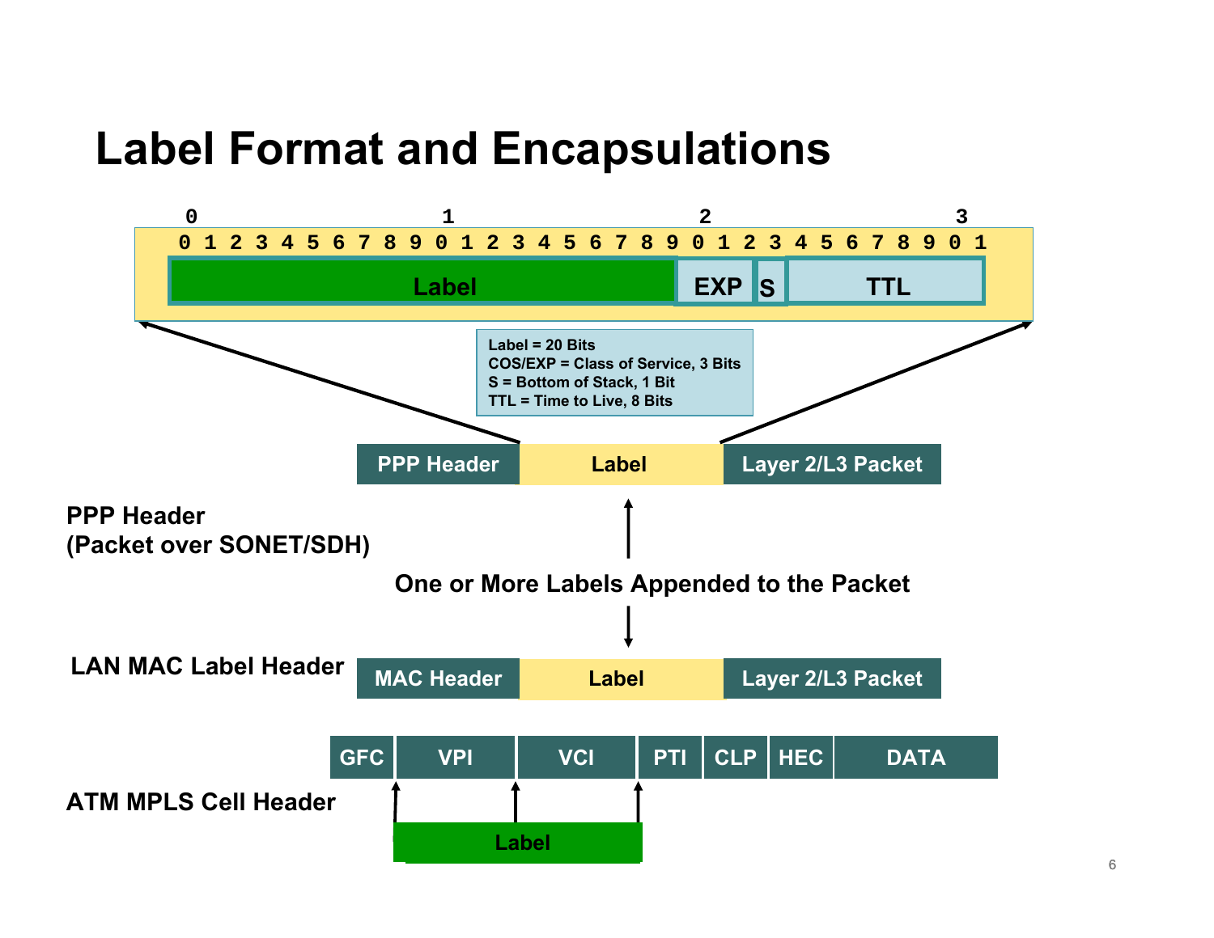# Label Format and Encapsulations

| 0 1 2 3 4 5 6 7 8 9 0 1 2 3 4 5 6 7 8 9 | 0 1 2 | 3 | 4 5 6 7 8 9 0 1 |
|---|---|---|---|
| Label | EXP | S | TTL |

Label = 20 Bits
COS/EXP = Class of Service, 3 Bits
S = Bottom of Stack, 1 Bit
TTL = Time to Live, 8 Bits

**PPP Header (Packet over SONET/SDH)**

| PPP Header | Label | Layer 2/L3 Packet |
|---|---|---|

**One or More Labels Appended to the Packet**

**LAN MAC Label Header**

| MAC Header | Label | Layer 2/L3 Packet |
|---|---|---|

**ATM MPLS Cell Header**

| GFC | VPI | VCI | PTI | CLP | HEC | DATA |
|---|---|---|---|---|---|---|
| | Label | | | | | |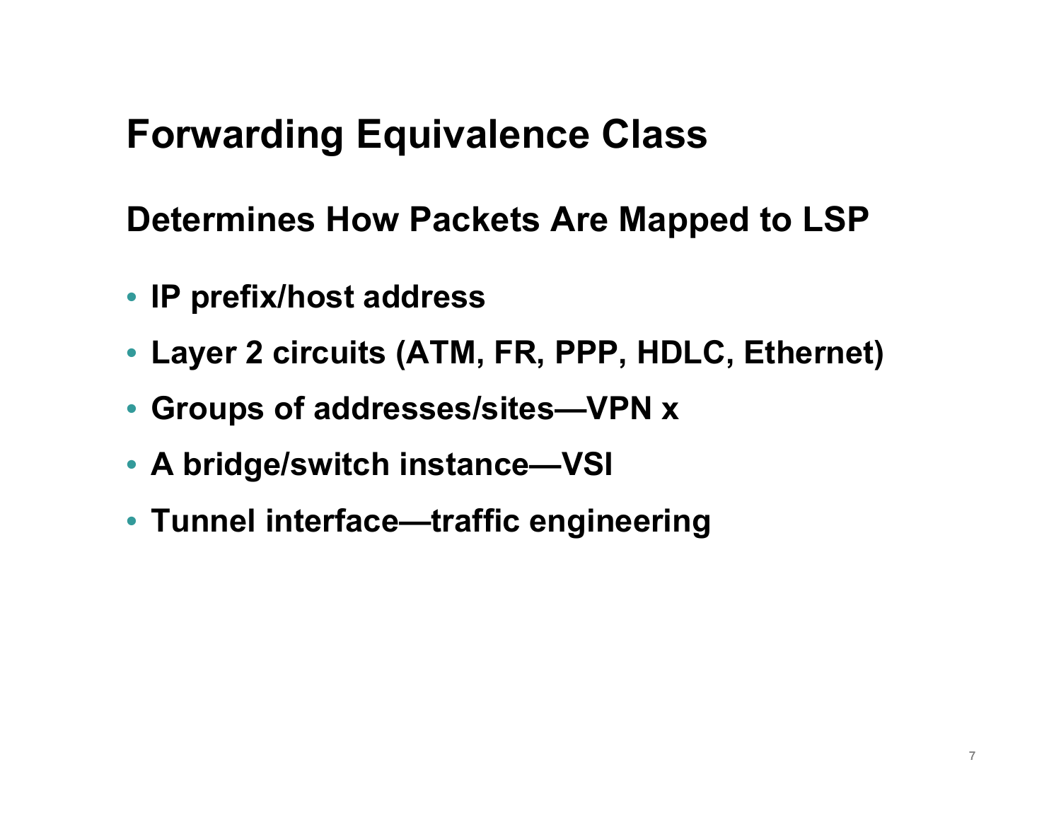# Forwarding Equivalence Class

## Determines How Packets Are Mapped to LSP

- **IP prefix/host address**
- **Layer 2 circuits (ATM, FR, PPP, HDLC, Ethernet)**
- **Groups of addresses/sites—VPN x**
- **A bridge/switch instance—VSI**
- **Tunnel interface—traffic engineering**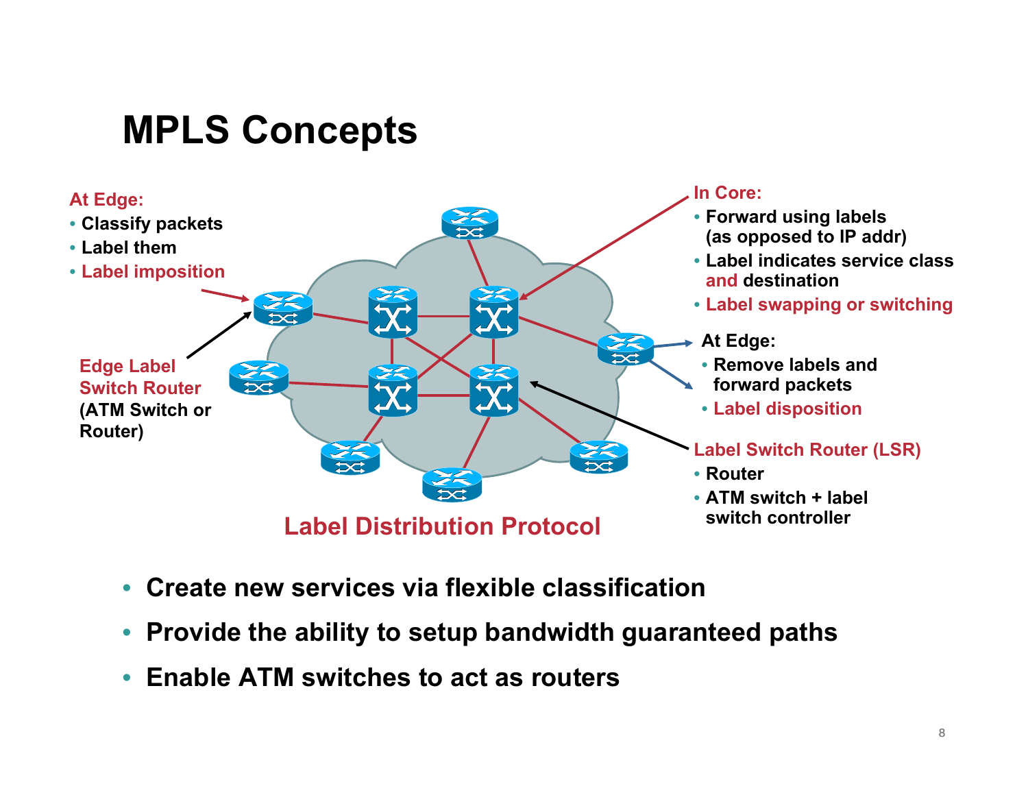# MPLS Concepts

**At Edge:**
- Classify packets
- Label them
- Label imposition

**Edge Label Switch Router** (ATM Switch or Router)

**In Core:**
- Forward using labels (as opposed to IP addr)
- Label indicates service class and destination
- Label swapping or switching

**At Edge:**
- Remove labels and forward packets
- Label disposition

**Label Switch Router (LSR)**
- Router
- ATM switch + label switch controller

**Label Distribution Protocol**

- Create new services via flexible classification
- Provide the ability to setup bandwidth guaranteed paths
- Enable ATM switches to act as routers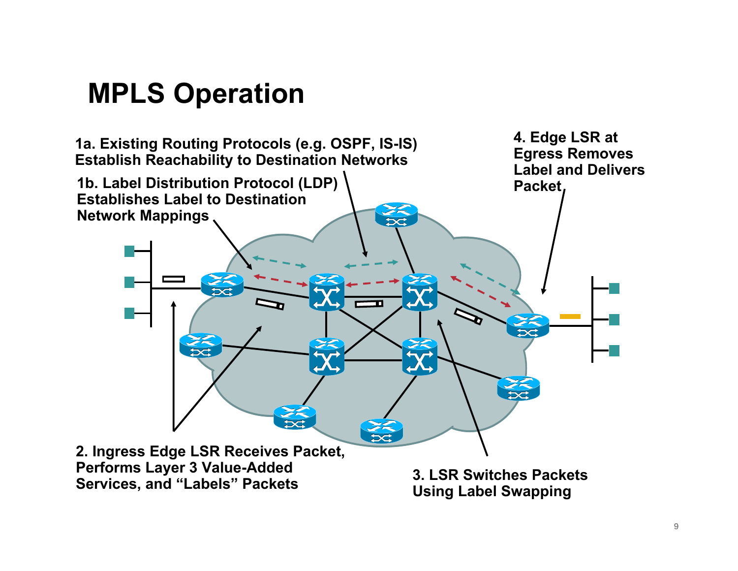# MPLS Operation

1a. Existing Routing Protocols (e.g. OSPF, IS-IS) Establish Reachability to Destination Networks

1b. Label Distribution Protocol (LDP) Establishes Label to Destination Network Mappings

2. Ingress Edge LSR Receives Packet, Performs Layer 3 Value-Added Services, and "Labels" Packets

3. LSR Switches Packets Using Label Swapping

4. Edge LSR at Egress Removes Label and Delivers Packet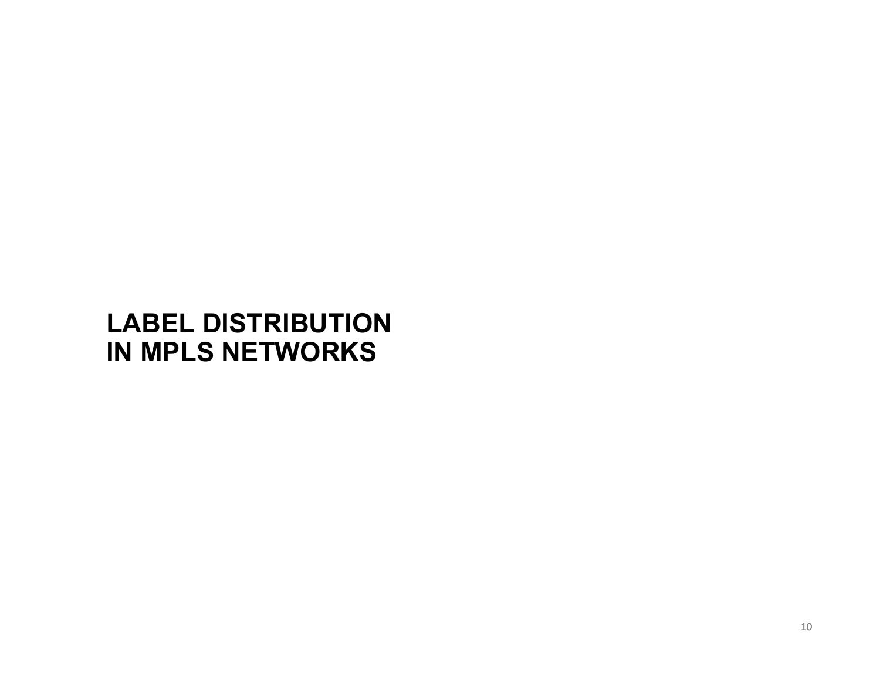# LABEL DISTRIBUTION IN MPLS NETWORKS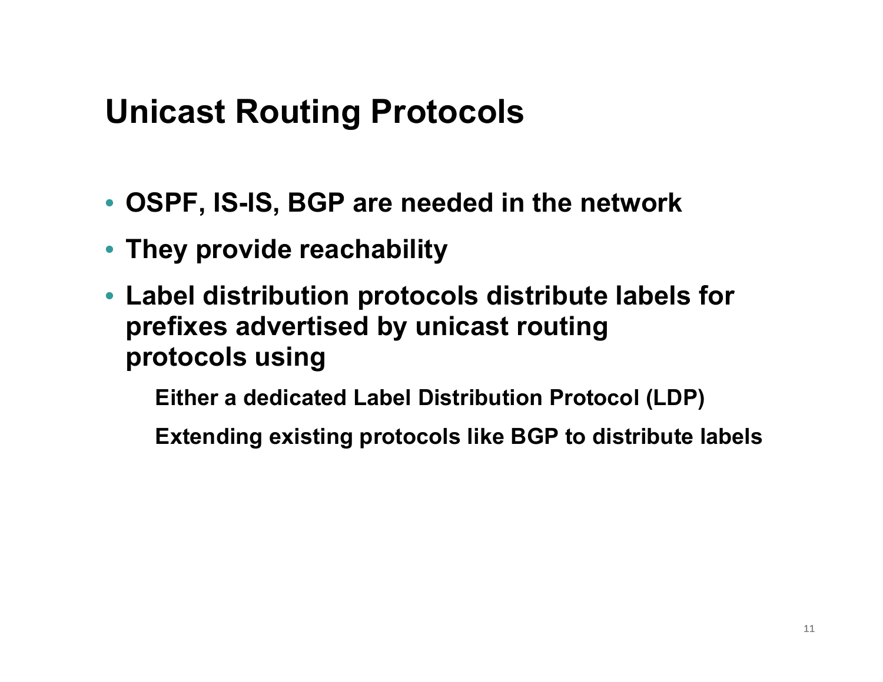# Unicast Routing Protocols

- OSPF, IS-IS, BGP are needed in the network
- They provide reachability
- Label distribution protocols distribute labels for prefixes advertised by unicast routing protocols using
  - Either a dedicated Label Distribution Protocol (LDP)
  - Extending existing protocols like BGP to distribute labels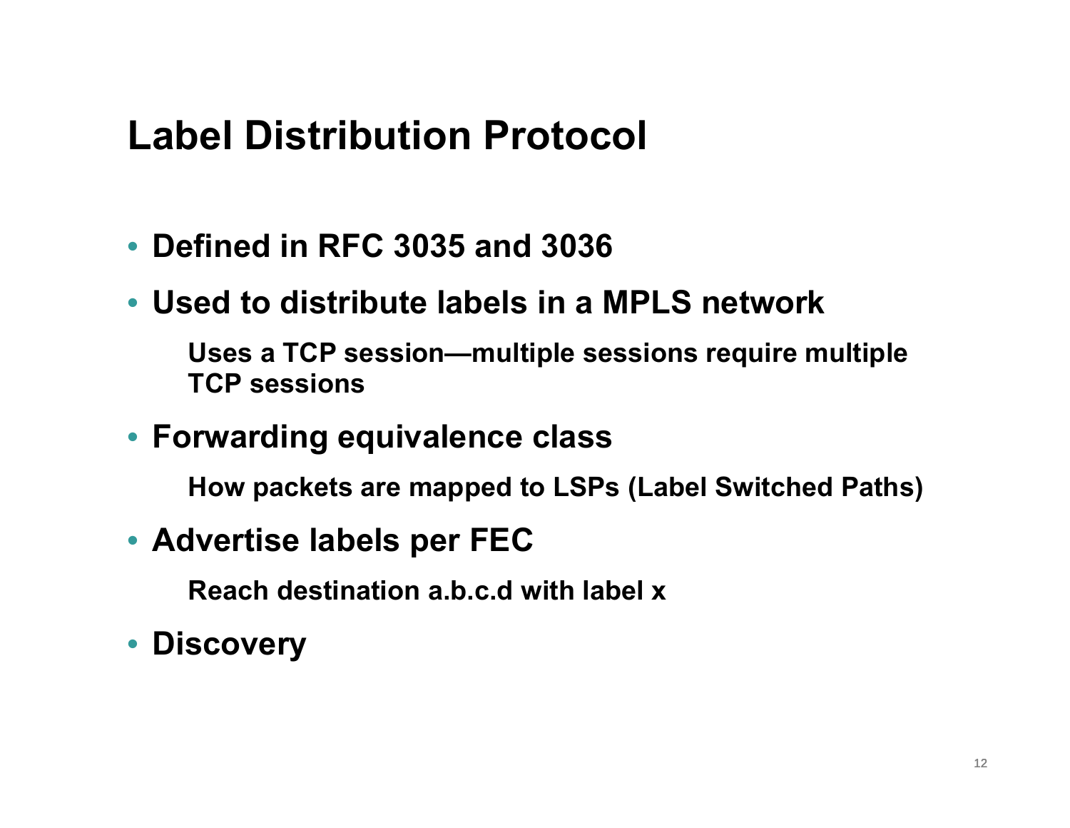# Label Distribution Protocol

- Defined in RFC 3035 and 3036
- Used to distribute labels in a MPLS network
  - Uses a TCP session—multiple sessions require multiple TCP sessions
- Forwarding equivalence class
  - How packets are mapped to LSPs (Label Switched Paths)
- Advertise labels per FEC
  - Reach destination a.b.c.d with label x
- Discovery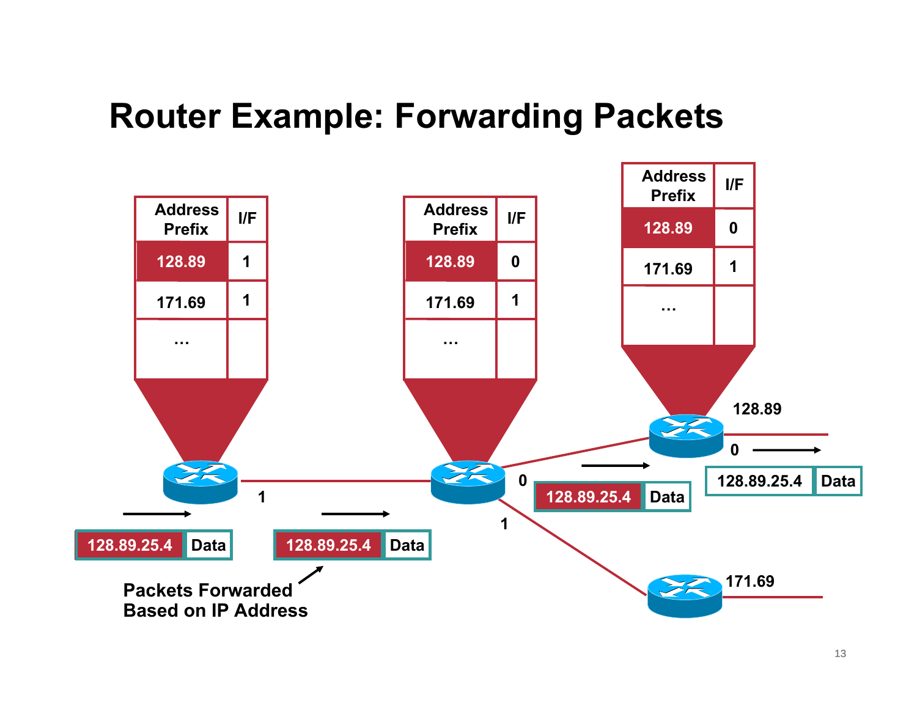# Router Example: Forwarding Packets

| Address Prefix | I/F |
|---|---|
| 128.89 | 1 |
| 171.69 | 1 |
| … | |

| Address Prefix | I/F |
|---|---|
| 128.89 | 0 |
| 171.69 | 1 |
| … | |

| Address Prefix | I/F |
|---|---|
| 128.89 | 0 |
| 171.69 | 1 |
| … | |

128.89.25.4 | Data

Packets Forwarded Based on IP Address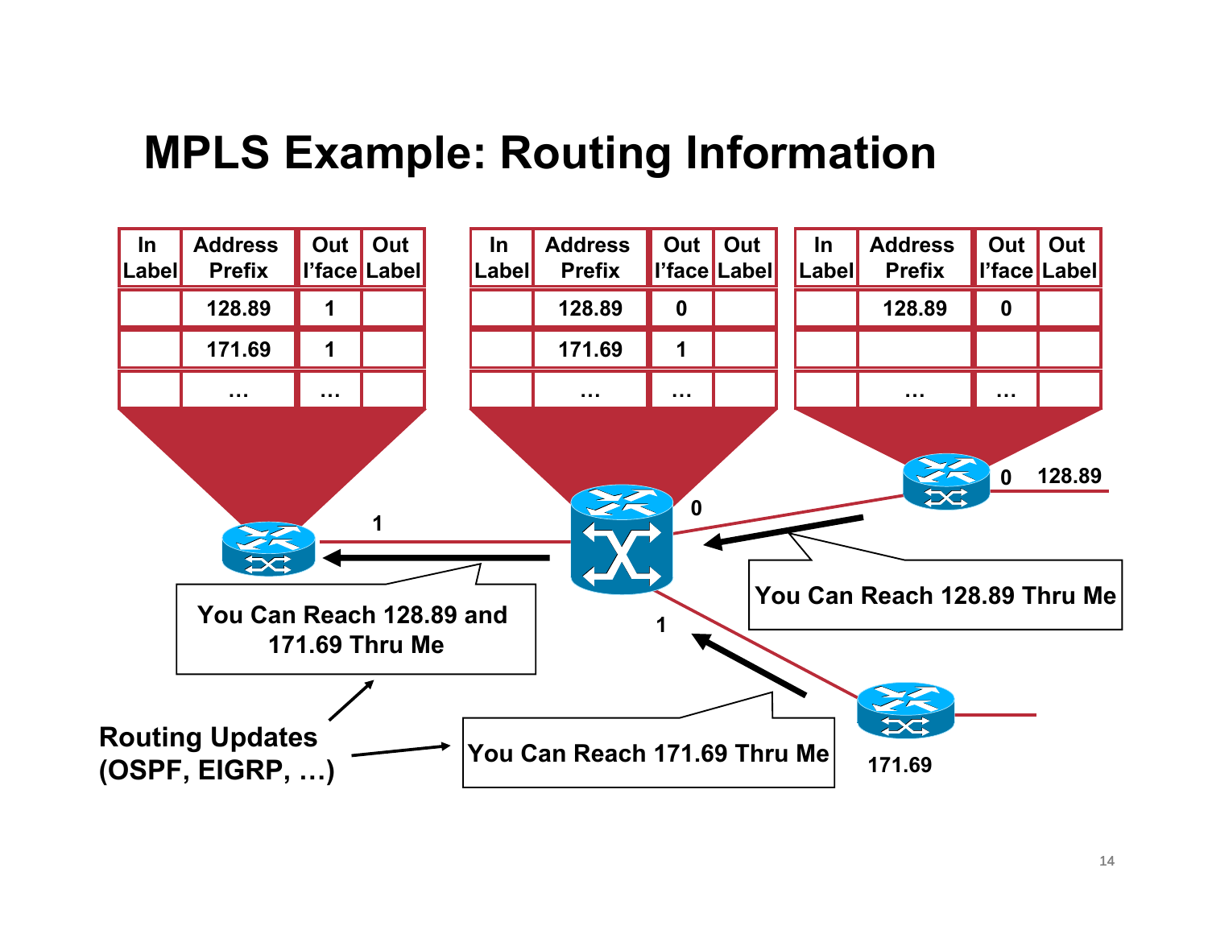# MPLS Example: Routing Information

| In Label | Address Prefix | Out I'face | Out Label |
|---|---|---|---|
| | 128.89 | 1 | |
| | 171.69 | 1 | |
| | ... | ... | |

| In Label | Address Prefix | Out I'face | Out Label |
|---|---|---|---|
| | 128.89 | 0 | |
| | 171.69 | 1 | |
| | ... | ... | |

| In Label | Address Prefix | Out I'face | Out Label |
|---|---|---|---|
| | 128.89 | 0 | |
| | | | |
| | ... | ... | |

1

0

0 128.89

1

171.69

You Can Reach 128.89 and 171.69 Thru Me

You Can Reach 128.89 Thru Me

You Can Reach 171.69 Thru Me

Routing Updates (OSPF, EIGRP, …)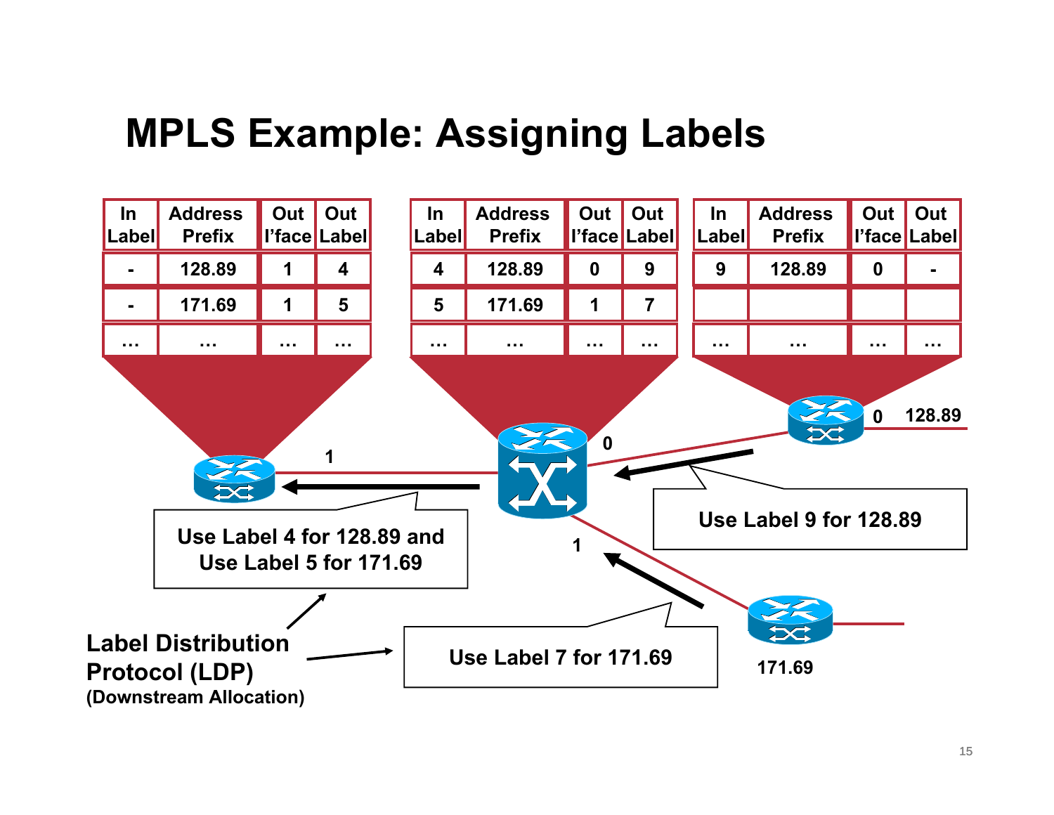# MPLS Example: Assigning Labels

| In Label | Address Prefix | Out I'face | Out Label |
|---|---|---|---|
| - | 128.89 | 1 | 4 |
| - | 171.69 | 1 | 5 |
| … | … | … | … |

| In Label | Address Prefix | Out I'face | Out Label |
|---|---|---|---|
| 4 | 128.89 | 0 | 9 |
| 5 | 171.69 | 1 | 7 |
| … | … | … | … |

| In Label | Address Prefix | Out I'face | Out Label |
|---|---|---|---|
| 9 | 128.89 | 0 | - |
| | | | |
| … | … | … | … |

1

0

1

0 128.89

171.69

Use Label 4 for 128.89 and Use Label 5 for 171.69

Use Label 9 for 128.89

Use Label 7 for 171.69

**Label Distribution Protocol (LDP)**
**(Downstream Allocation)**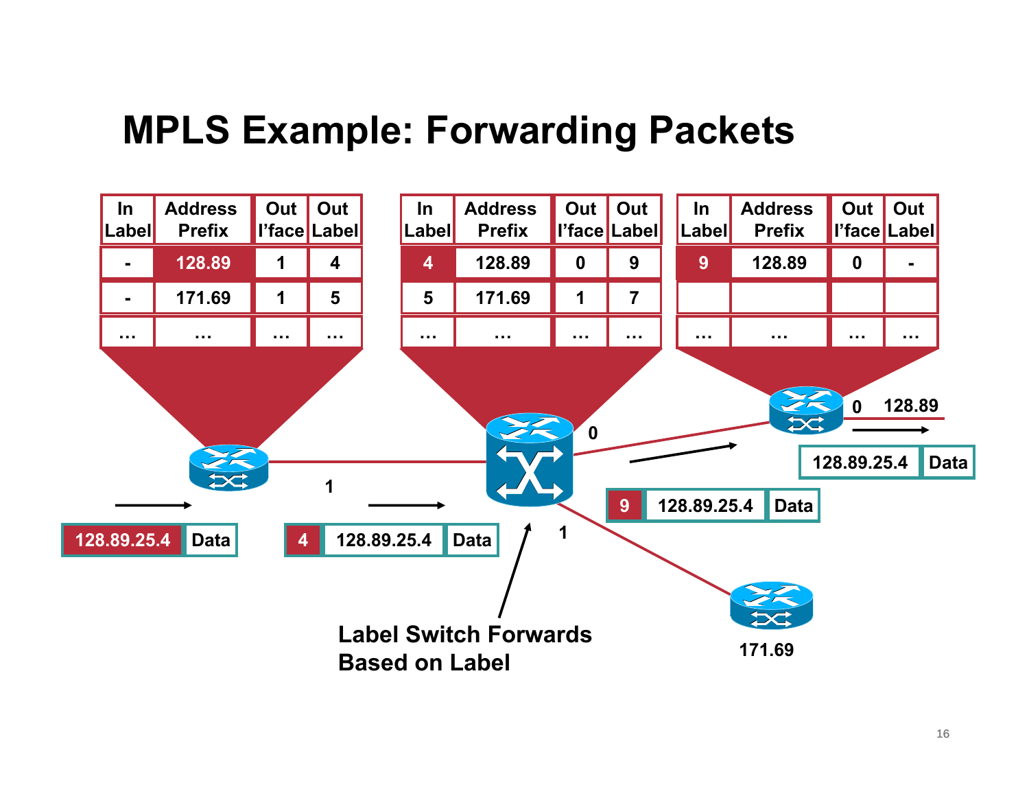# MPLS Example: Forwarding Packets

| In Label | Address Prefix | Out I'face | Out Label |
|---|---|---|---|
| - | 128.89 | 1 | 4 |
| - | 171.69 | 1 | 5 |
| … | … | … | … |

| In Label | Address Prefix | Out I'face | Out Label |
|---|---|---|---|
| 4 | 128.89 | 0 | 9 |
| 5 | 171.69 | 1 | 7 |
| … | … | … | … |

| In Label | Address Prefix | Out I'face | Out Label |
|---|---|---|---|
| 9 | 128.89 | 0 | - |
| | | | |
| … | … | … | … |

128.89.25.4 | Data

1

4 | 128.89.25.4 | Data

0

1

9 | 128.89.25.4 | Data

0 128.89

128.89.25.4 | Data

171.69

**Label Switch Forwards Based on Label**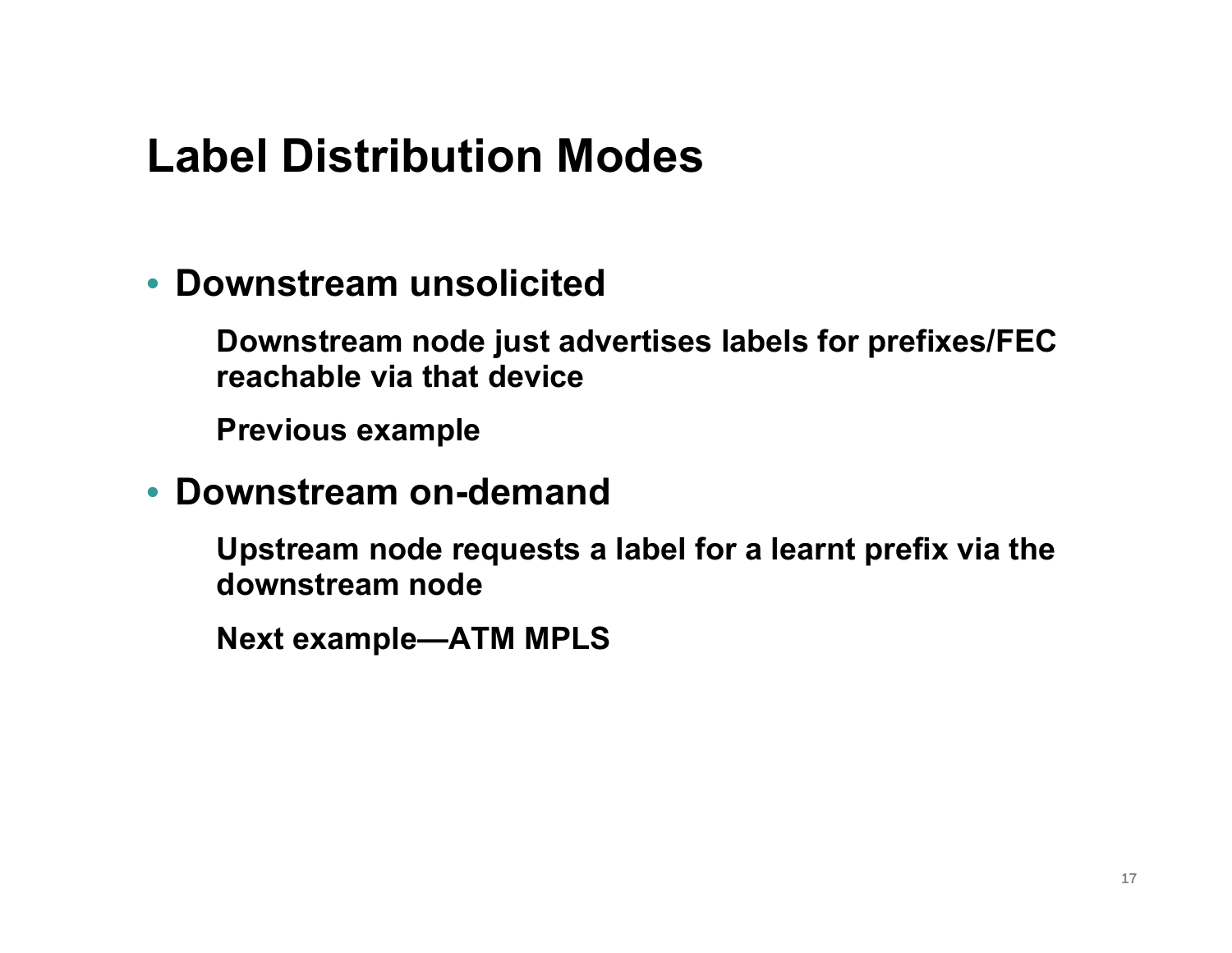# Label Distribution Modes

- **Downstream unsolicited**

  **Downstream node just advertises labels for prefixes/FEC reachable via that device**

  **Previous example**

- **Downstream on-demand**

  **Upstream node requests a label for a learnt prefix via the downstream node**

  **Next example—ATM MPLS**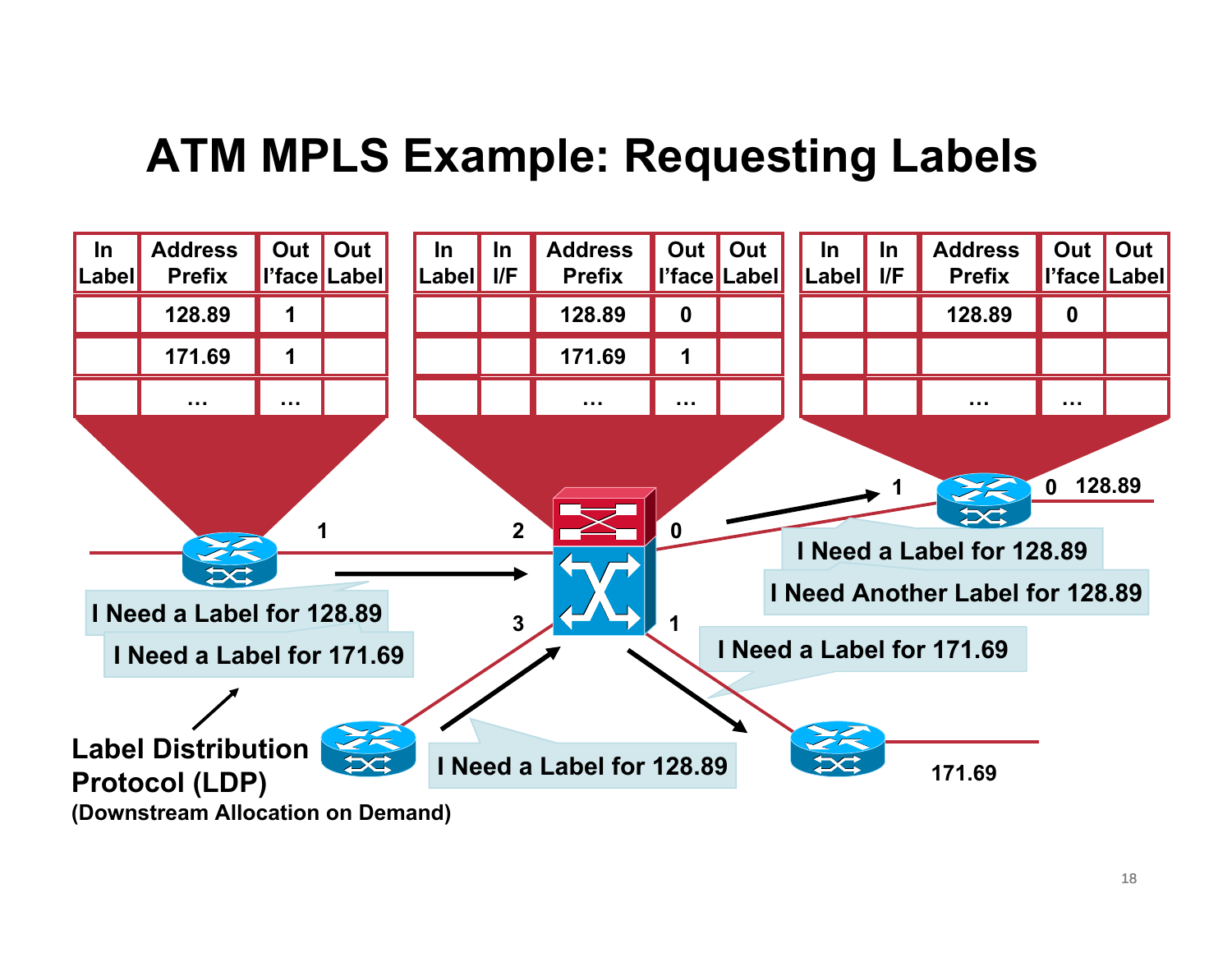# ATM MPLS Example: Requesting Labels

| In Label | Address Prefix | Out I'face | Out Label |
|---|---|---|---|
| | 128.89 | 1 | |
| | 171.69 | 1 | |
| | ... | ... | |

| In Label | In I/F | Address Prefix | Out I'face | Out Label |
|---|---|---|---|---|
| | | 128.89 | 0 | |
| | | 171.69 | 1 | |
| | | ... | ... | |

| In Label | In I/F | Address Prefix | Out I'face | Out Label |
|---|---|---|---|---|
| | | 128.89 | 0 | |
| | | | | |
| | | ... | ... | |

1

2

0

3

1

1

0 128.89

171.69

I Need a Label for 128.89

I Need a Label for 171.69

I Need a Label for 128.89

I Need a Label for 128.89

I Need Another Label for 128.89

I Need a Label for 171.69

**Label Distribution Protocol (LDP)**
**(Downstream Allocation on Demand)**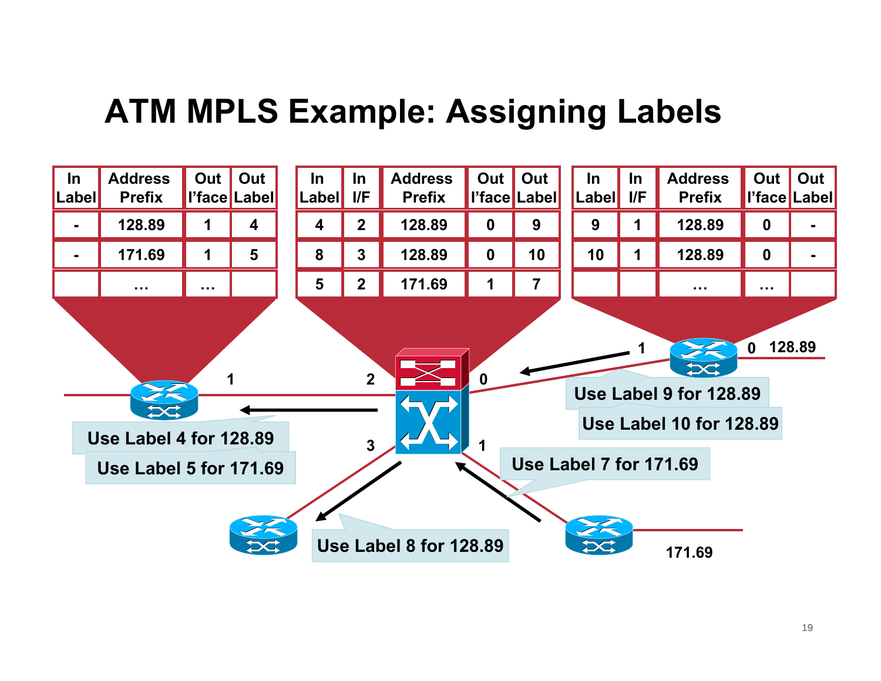# ATM MPLS Example: Assigning Labels

| In Label | Address Prefix | Out I'face | Out Label |
|---|---|---|---|
| - | 128.89 | 1 | 4 |
| - | 171.69 | 1 | 5 |
| | ... | ... | |

| In Label | In I/F | Address Prefix | Out I'face | Out Label |
|---|---|---|---|---|
| 4 | 2 | 128.89 | 0 | 9 |
| 8 | 3 | 128.89 | 0 | 10 |
| 5 | 2 | 171.69 | 1 | 7 |

| In Label | In I/F | Address Prefix | Out I'face | Out Label |
|---|---|---|---|---|
| 9 | 1 | 128.89 | 0 | - |
| 10 | 1 | 128.89 | 0 | - |
| | | ... | ... | |

Use Label 4 for 128.89

Use Label 5 for 171.69

Use Label 8 for 128.89

Use Label 7 for 171.69

Use Label 9 for 128.89

Use Label 10 for 128.89

128.89

171.69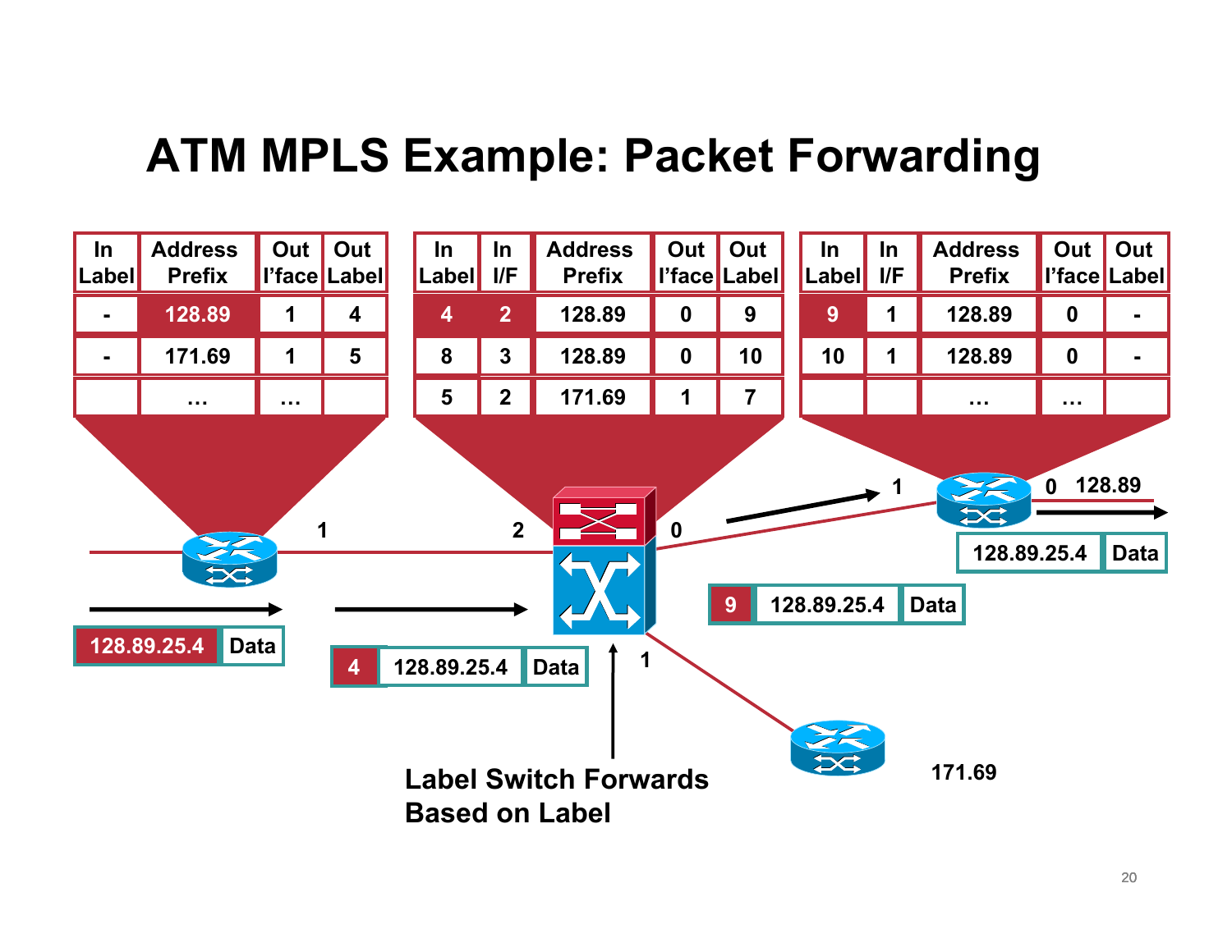# ATM MPLS Example: Packet Forwarding

| In Label | Address Prefix | Out I'face | Out Label |
|---|---|---|---|
| - | 128.89 | 1 | 4 |
| - | 171.69 | 1 | 5 |
| | ... | ... | |

| In Label | In I/F | Address Prefix | Out I'face | Out Label |
|---|---|---|---|---|
| 4 | 2 | 128.89 | 0 | 9 |
| 8 | 3 | 128.89 | 0 | 10 |
| 5 | 2 | 171.69 | 1 | 7 |

| In Label | In I/F | Address Prefix | Out I'face | Out Label |
|---|---|---|---|---|
| 9 | 1 | 128.89 | 0 | - |
| 10 | 1 | 128.89 | 0 | - |
| | | ... | ... | |

1 &nbsp; 2 &nbsp; 0 &nbsp; 1 &nbsp; 0 &nbsp; 128.89 &nbsp; 1 &nbsp; 171.69

| 128.89.25.4 | Data |
|---|---|

| 4 | 128.89.25.4 | Data |
|---|---|---|

| 9 | 128.89.25.4 | Data |
|---|---|---|

| 128.89.25.4 | Data |
|---|---|

**Label Switch Forwards Based on Label**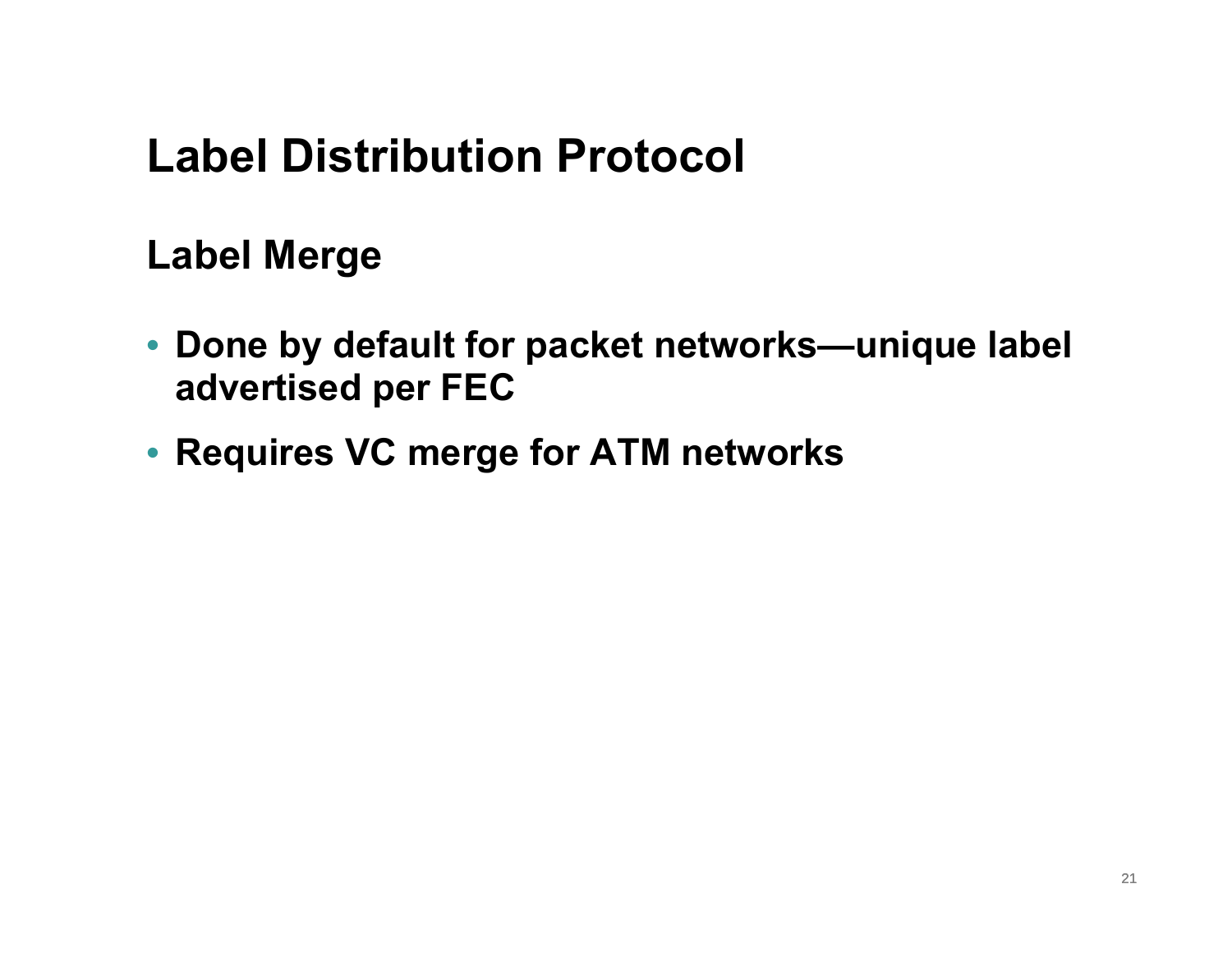# Label Distribution Protocol

## Label Merge

- **Done by default for packet networks—unique label advertised per FEC**
- **Requires VC merge for ATM networks**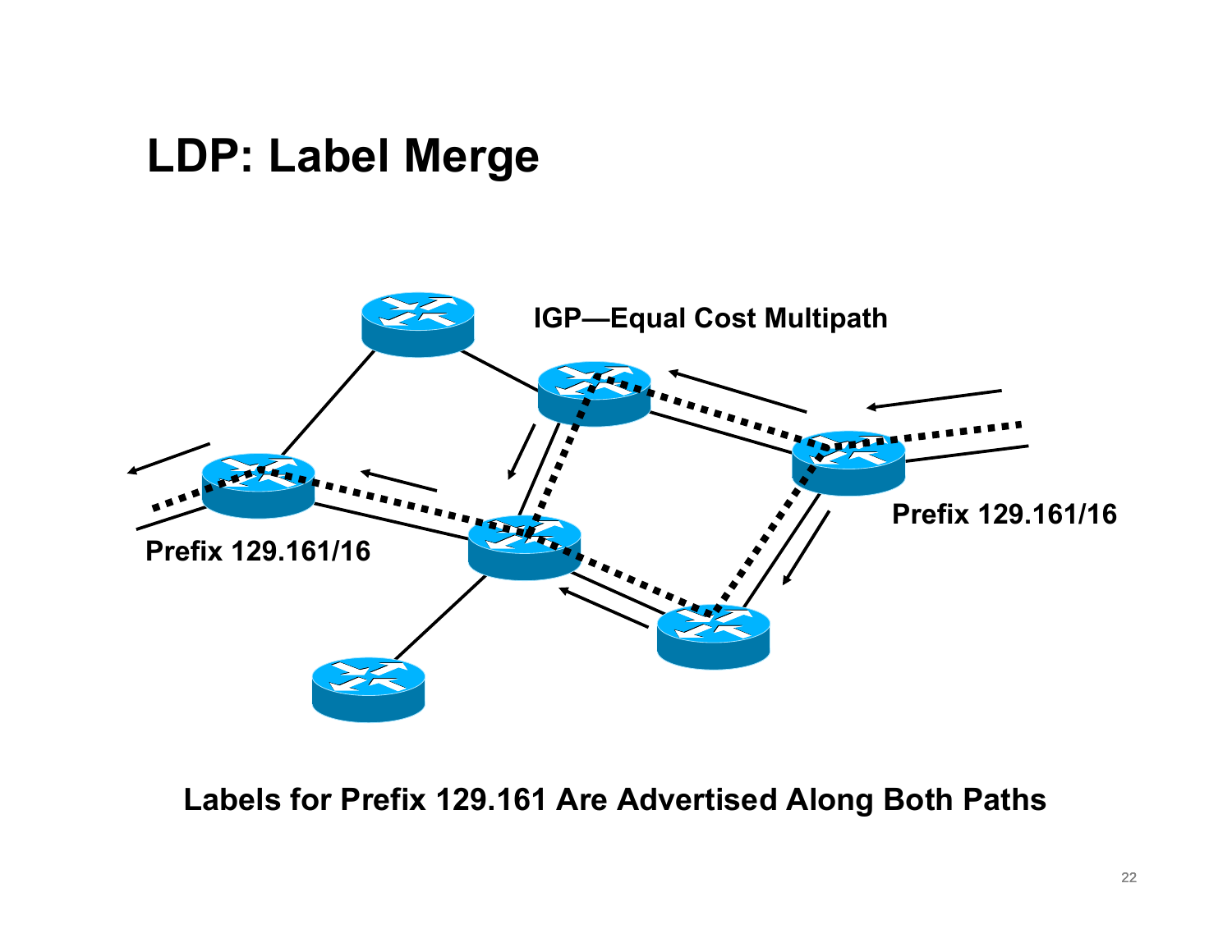# LDP: Label Merge

IGP—Equal Cost Multipath

Prefix 129.161/16

Prefix 129.161/16

**Labels for Prefix 129.161 Are Advertised Along Both Paths**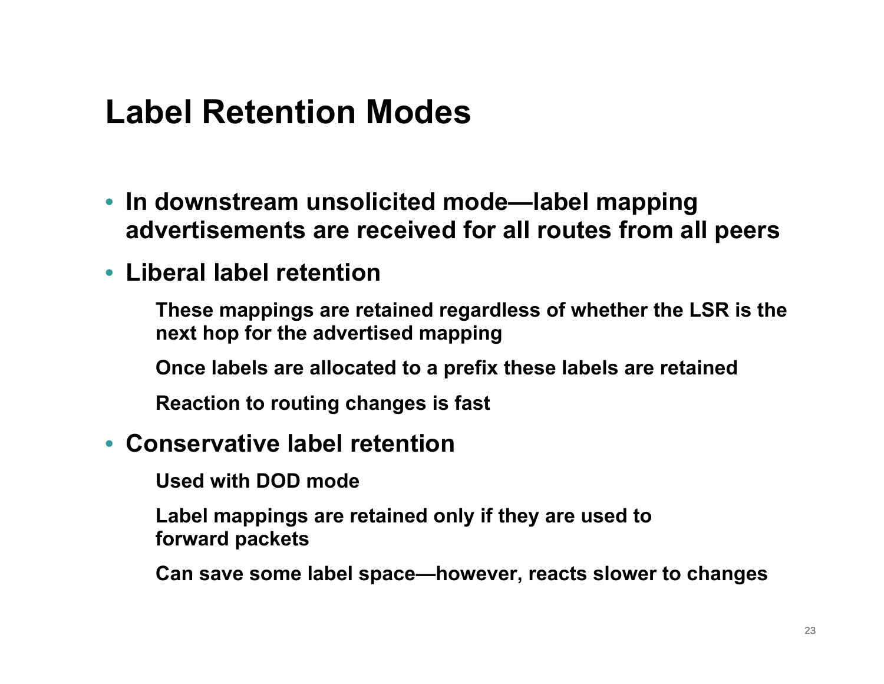# Label Retention Modes

- **In downstream unsolicited mode—label mapping advertisements are received for all routes from all peers**
- **Liberal label retention**
  - These mappings are retained regardless of whether the LSR is the next hop for the advertised mapping
  - Once labels are allocated to a prefix these labels are retained
  - Reaction to routing changes is fast
- **Conservative label retention**
  - Used with DOD mode
  - Label mappings are retained only if they are used to forward packets
  - Can save some label space—however, reacts slower to changes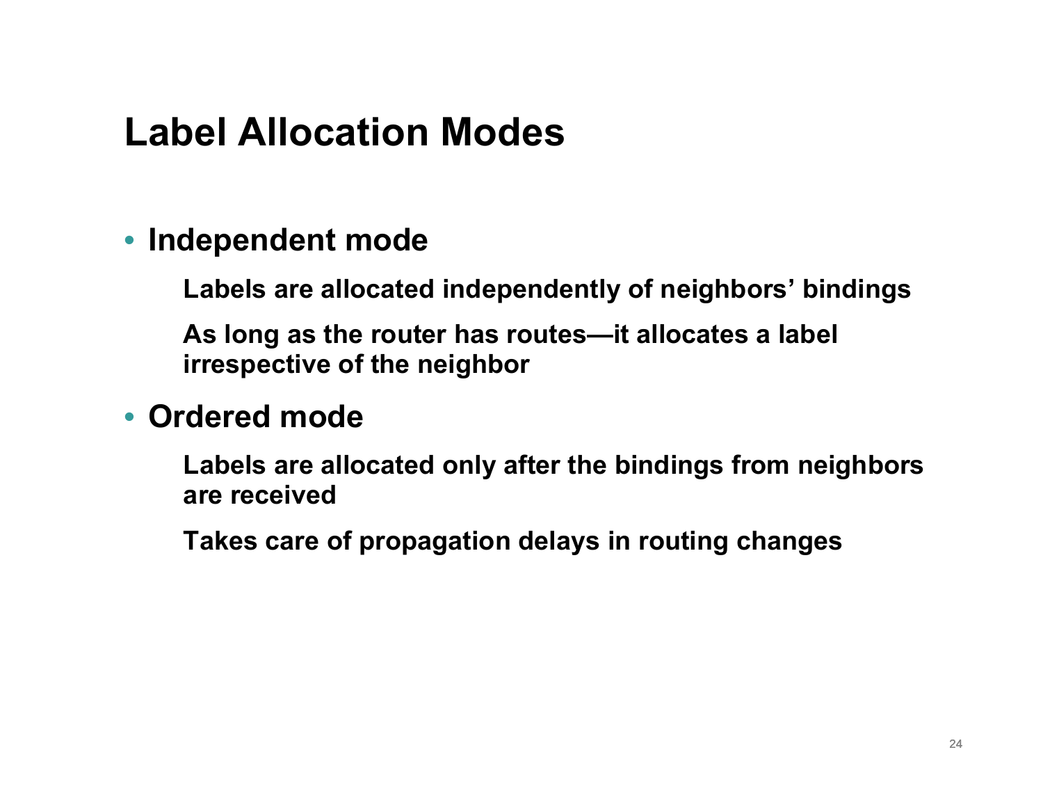# Label Allocation Modes

- **Independent mode**

  **Labels are allocated independently of neighbors' bindings**

  **As long as the router has routes—it allocates a label irrespective of the neighbor**

- **Ordered mode**

  **Labels are allocated only after the bindings from neighbors are received**

  **Takes care of propagation delays in routing changes**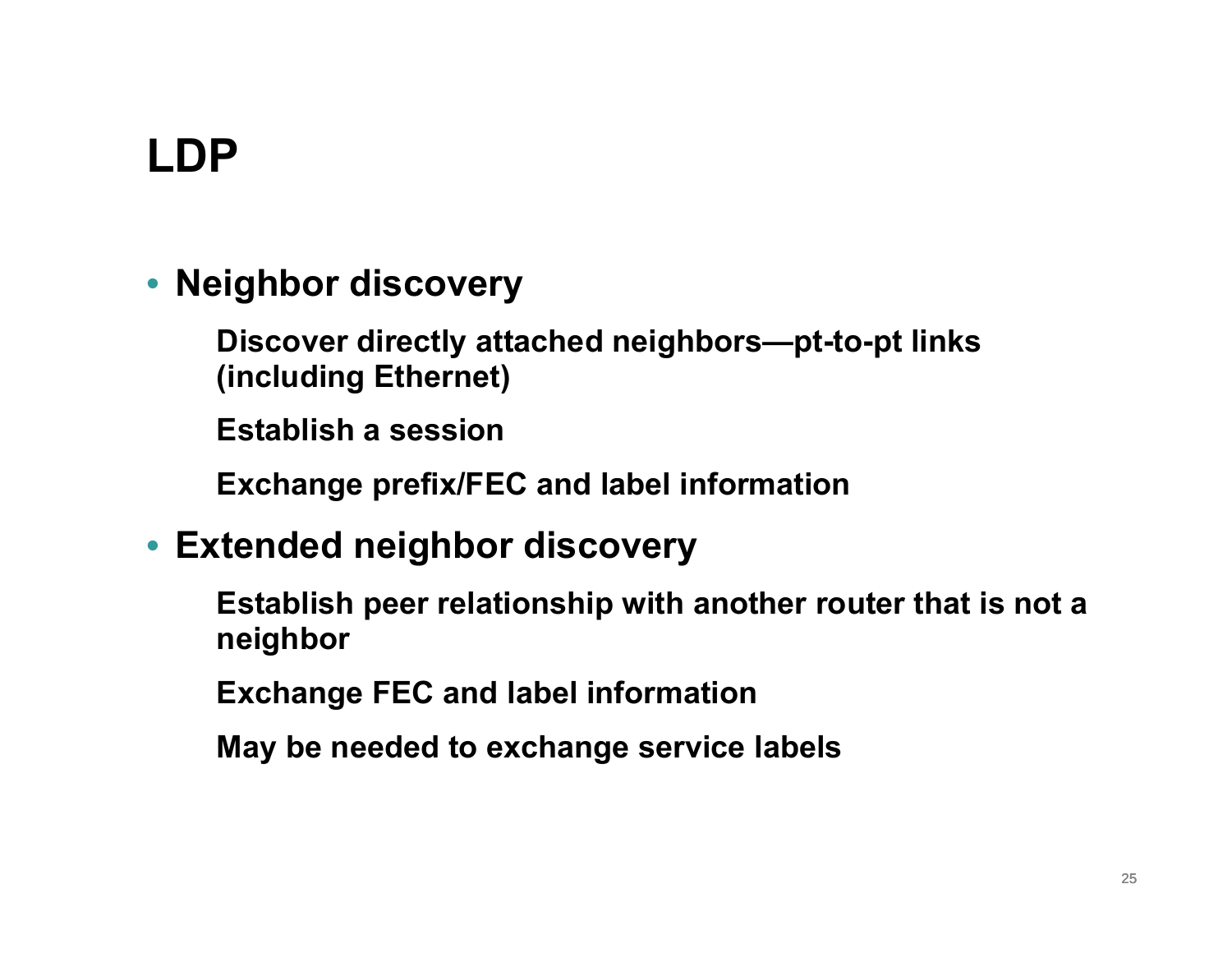# LDP

- **Neighbor discovery**
  - **Discover directly attached neighbors—pt-to-pt links (including Ethernet)**
  - **Establish a session**
  - **Exchange prefix/FEC and label information**
- **Extended neighbor discovery**
  - **Establish peer relationship with another router that is not a neighbor**
  - **Exchange FEC and label information**
  - **May be needed to exchange service labels**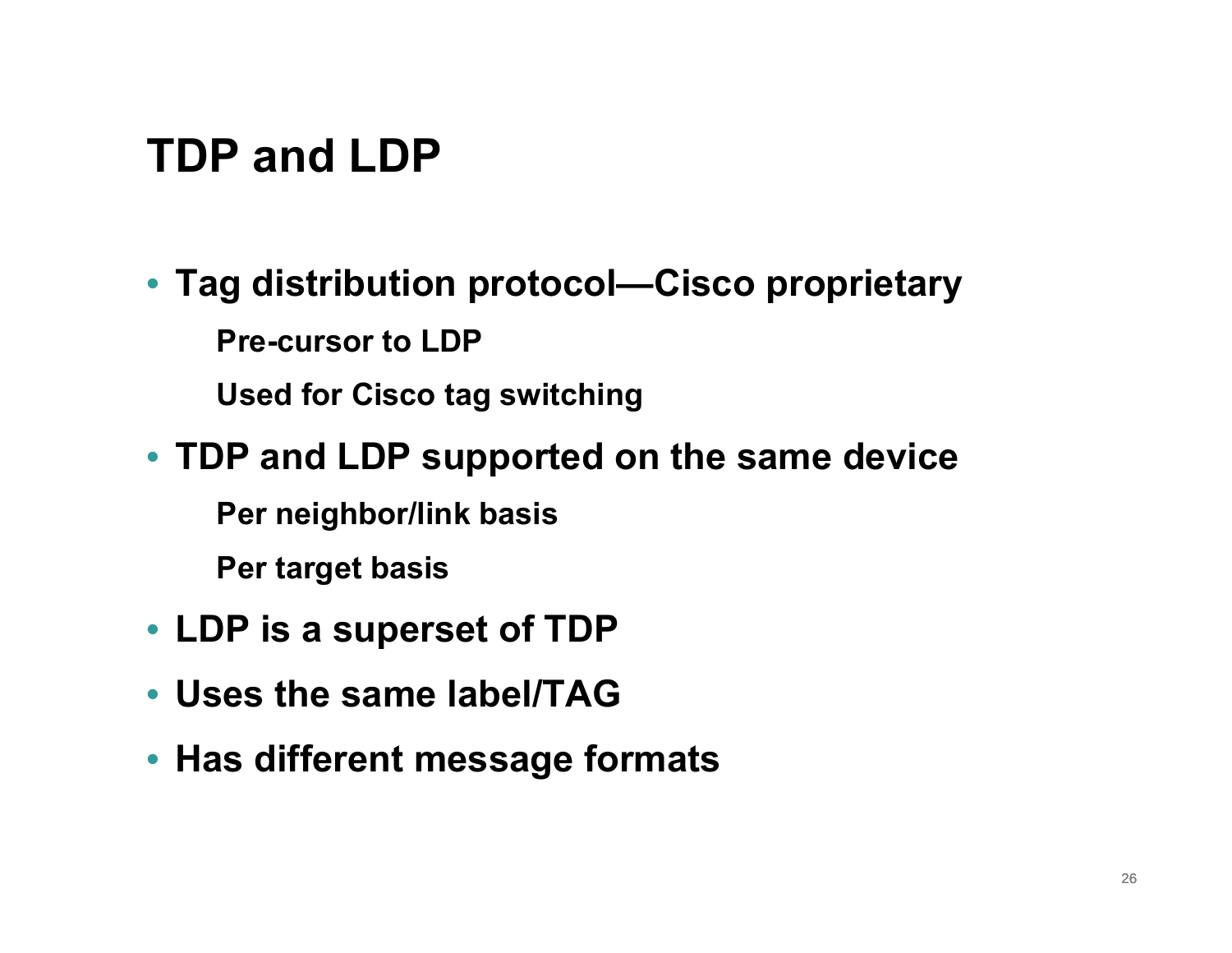# TDP and LDP

- **Tag distribution protocol—Cisco proprietary**
  - **Pre-cursor to LDP**
  - **Used for Cisco tag switching**
- **TDP and LDP supported on the same device**
  - **Per neighbor/link basis**
  - **Per target basis**
- **LDP is a superset of TDP**
- **Uses the same label/TAG**
- **Has different message formats**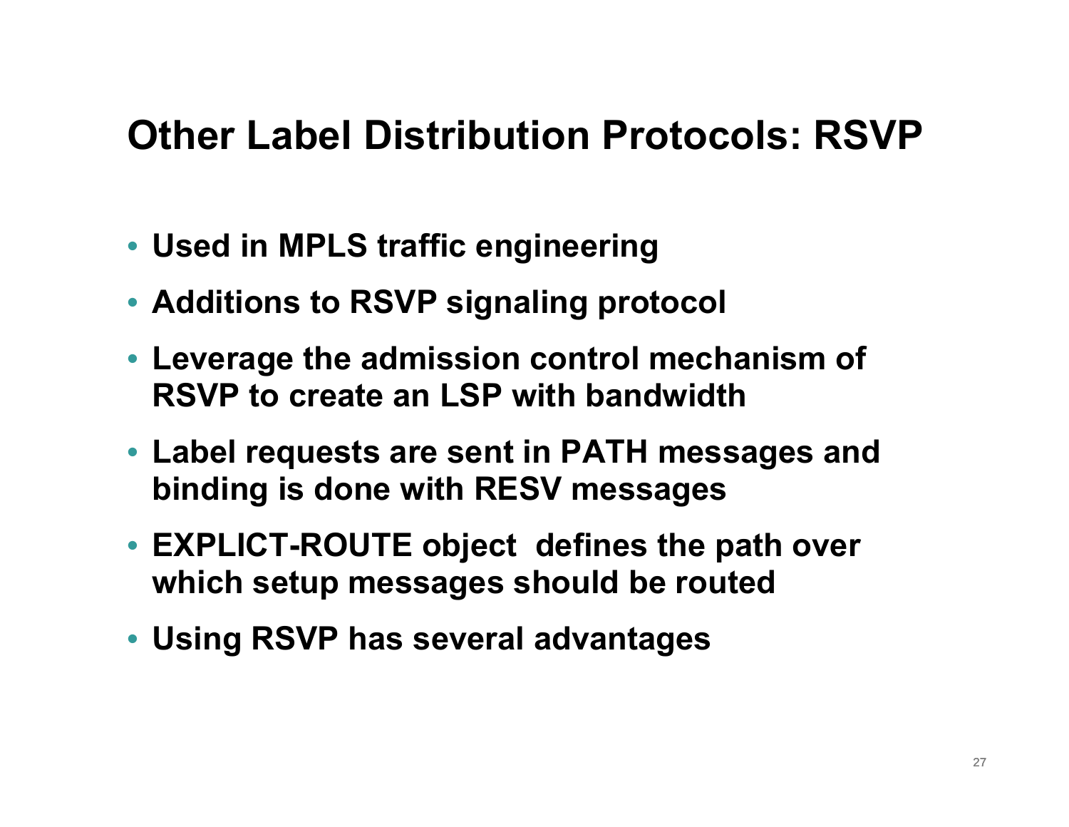# Other Label Distribution Protocols: RSVP

- **Used in MPLS traffic engineering**
- **Additions to RSVP signaling protocol**
- **Leverage the admission control mechanism of RSVP to create an LSP with bandwidth**
- **Label requests are sent in PATH messages and binding is done with RESV messages**
- **EXPLICT-ROUTE object defines the path over which setup messages should be routed**
- **Using RSVP has several advantages**